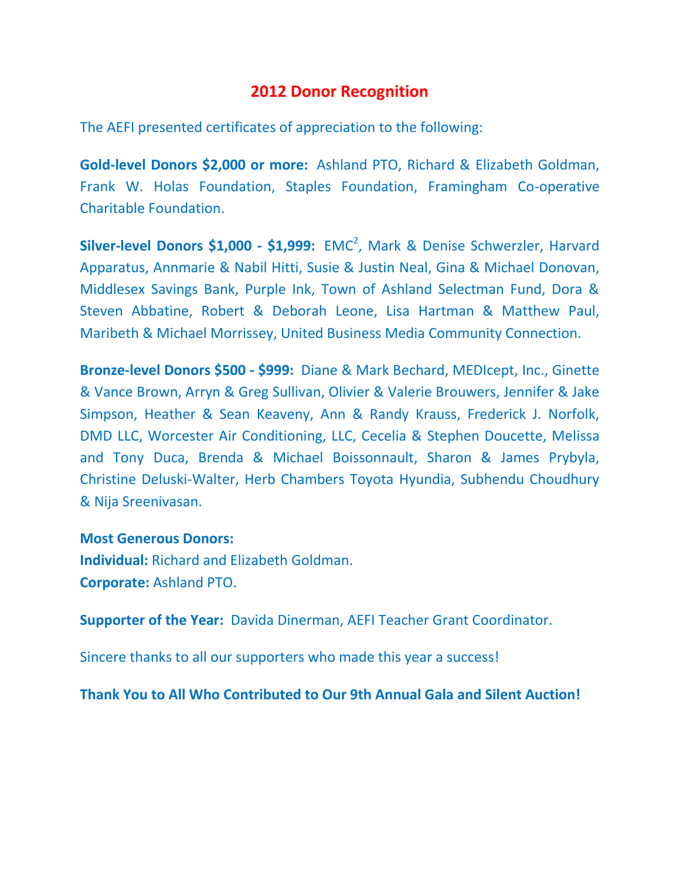# 2012 Donor Recognition

The AEFI presented certificates of appreciation to the following:

**Gold-level Donors $2,000 or more:** Ashland PTO, Richard & Elizabeth Goldman, Frank W. Holas Foundation, Staples Foundation, Framingham Co-operative Charitable Foundation.

**Silver-level Donors $1,000 - $1,999:** $EMC^2$, Mark & Denise Schwerzler, Harvard Apparatus, Annmarie & Nabil Hitti, Susie & Justin Neal, Gina & Michael Donovan, Middlesex Savings Bank, Purple Ink, Town of Ashland Selectman Fund, Dora & Steven Abbatine, Robert & Deborah Leone, Lisa Hartman & Matthew Paul, Maribeth & Michael Morrissey, United Business Media Community Connection.

**Bronze-level Donors $500 - $999:** Diane & Mark Bechard, MEDIcept, Inc., Ginette & Vance Brown, Arryn & Greg Sullivan, Olivier & Valerie Brouwers, Jennifer & Jake Simpson, Heather & Sean Keaveny, Ann & Randy Krauss, Frederick J. Norfolk, DMD LLC, Worcester Air Conditioning, LLC, Cecelia & Stephen Doucette, Melissa and Tony Duca, Brenda & Michael Boissonnault, Sharon & James Prybyla, Christine Deluski-Walter, Herb Chambers Toyota Hyundia, Subhendu Choudhury & Nija Sreenivasan.

**Most Generous Donors:**
**Individual:** Richard and Elizabeth Goldman.
**Corporate:** Ashland PTO.

**Supporter of the Year:** Davida Dinerman, AEFI Teacher Grant Coordinator.

Sincere thanks to all our supporters who made this year a success!

**Thank You to All Who Contributed to Our 9th Annual Gala and Silent Auction!**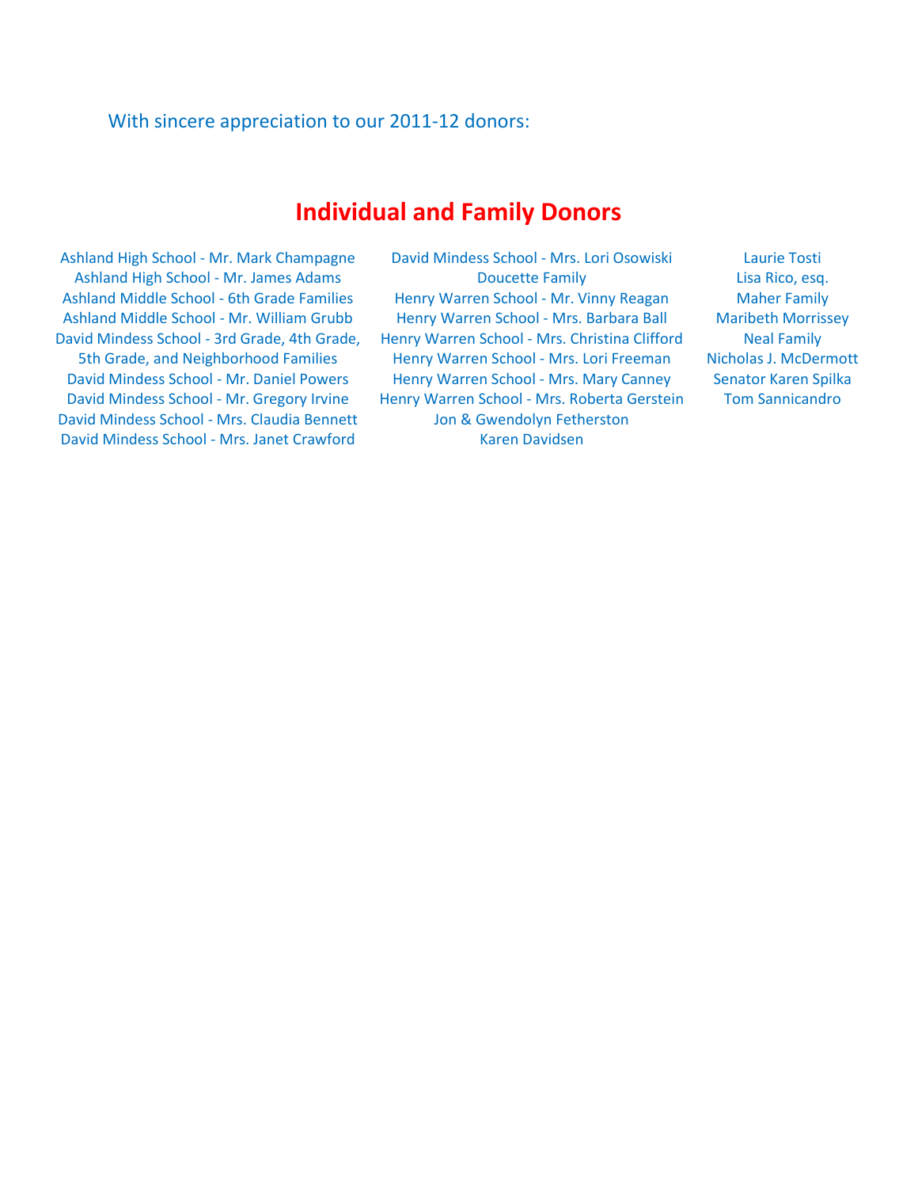With sincere appreciation to our 2011-12 donors:

## Individual and Family Donors

Ashland High School - Mr. Mark Champagne
Ashland High School - Mr. James Adams
Ashland Middle School - 6th Grade Families
Ashland Middle School - Mr. William Grubb
David Mindess School - 3rd Grade, 4th Grade, 5th Grade, and Neighborhood Families
David Mindess School - Mr. Daniel Powers
David Mindess School - Mr. Gregory Irvine
David Mindess School - Mrs. Claudia Bennett
David Mindess School - Mrs. Janet Crawford
David Mindess School - Mrs. Lori Osowiski
Doucette Family
Henry Warren School - Mr. Vinny Reagan
Henry Warren School - Mrs. Barbara Ball
Henry Warren School - Mrs. Christina Clifford
Henry Warren School - Mrs. Lori Freeman
Henry Warren School - Mrs. Mary Canney
Henry Warren School - Mrs. Roberta Gerstein
Jon & Gwendolyn Fetherston
Karen Davidsen
Laurie Tosti
Lisa Rico, esq.
Maher Family
Maribeth Morrissey
Neal Family
Nicholas J. McDermott
Senator Karen Spilka
Tom Sannicandro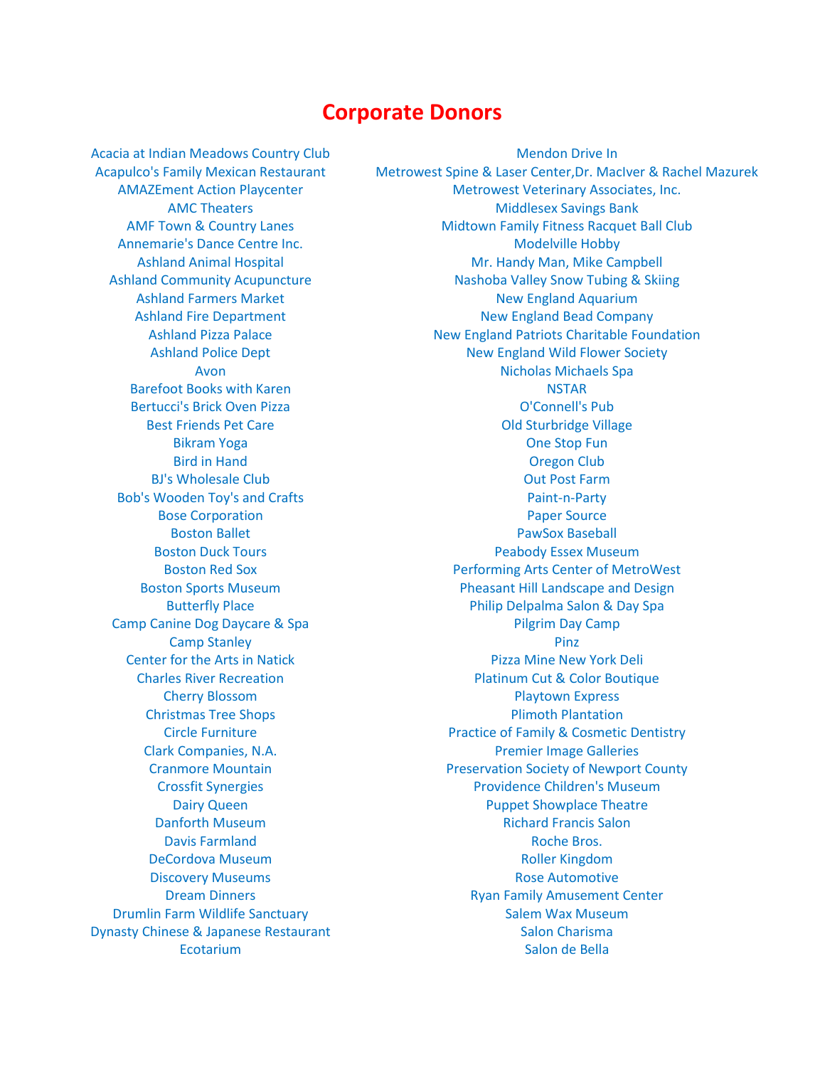# Corporate Donors

Acacia at Indian Meadows Country Club
Acapulco's Family Mexican Restaurant
AMAZEment Action Playcenter
AMC Theaters
AMF Town & Country Lanes
Annemarie's Dance Centre Inc.
Ashland Animal Hospital
Ashland Community Acupuncture
Ashland Farmers Market
Ashland Fire Department
Ashland Pizza Palace
Ashland Police Dept
Avon
Barefoot Books with Karen
Bertucci's Brick Oven Pizza
Best Friends Pet Care
Bikram Yoga
Bird in Hand
BJ's Wholesale Club
Bob's Wooden Toy's and Crafts
Bose Corporation
Boston Ballet
Boston Duck Tours
Boston Red Sox
Boston Sports Museum
Butterfly Place
Camp Canine Dog Daycare & Spa
Camp Stanley
Center for the Arts in Natick
Charles River Recreation
Cherry Blossom
Christmas Tree Shops
Circle Furniture
Clark Companies, N.A.
Cranmore Mountain
Crossfit Synergies
Dairy Queen
Danforth Museum
Davis Farmland
DeCordova Museum
Discovery Museums
Dream Dinners
Drumlin Farm Wildlife Sanctuary
Dynasty Chinese & Japanese Restaurant
Ecotarium
Mendon Drive In
Metrowest Spine & Laser Center,Dr. MacIver & Rachel Mazurek
Metrowest Veterinary Associates, Inc.
Middlesex Savings Bank
Midtown Family Fitness Racquet Ball Club
Modelville Hobby
Mr. Handy Man, Mike Campbell
Nashoba Valley Snow Tubing & Skiing
New England Aquarium
New England Bead Company
New England Patriots Charitable Foundation
New England Wild Flower Society
Nicholas Michaels Spa
NSTAR
O'Connell's Pub
Old Sturbridge Village
One Stop Fun
Oregon Club
Out Post Farm
Paint-n-Party
Paper Source
PawSox Baseball
Peabody Essex Museum
Performing Arts Center of MetroWest
Pheasant Hill Landscape and Design
Philip Delpalma Salon & Day Spa
Pilgrim Day Camp
Pinz
Pizza Mine New York Deli
Platinum Cut & Color Boutique
Playtown Express
Plimoth Plantation
Practice of Family & Cosmetic Dentistry
Premier Image Galleries
Preservation Society of Newport County
Providence Children's Museum
Puppet Showplace Theatre
Richard Francis Salon
Roche Bros.
Roller Kingdom
Rose Automotive
Ryan Family Amusement Center
Salem Wax Museum
Salon Charisma
Salon de Bella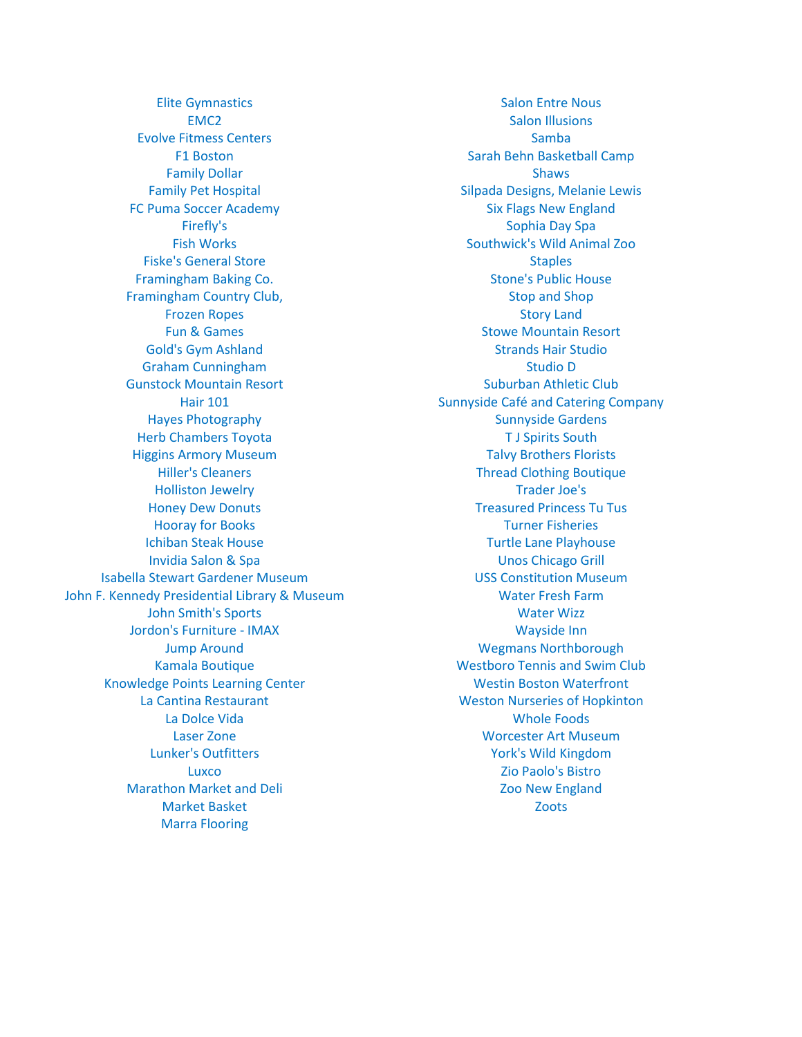Elite Gymnastics
EMC2
Evolve Fitness Centers
F1 Boston
Family Dollar
Family Pet Hospital
FC Puma Soccer Academy
Firefly's
Fish Works
Fiske's General Store
Framingham Baking Co.
Framingham Country Club,
Frozen Ropes
Fun & Games
Gold's Gym Ashland
Graham Cunningham
Gunstock Mountain Resort
Hair 101
Hayes Photography
Herb Chambers Toyota
Higgins Armory Museum
Hiller's Cleaners
Holliston Jewelry
Honey Dew Donuts
Hooray for Books
Ichiban Steak House
Invidia Salon & Spa
Isabella Stewart Gardener Museum
John F. Kennedy Presidential Library & Museum
John Smith's Sports
Jordon's Furniture - IMAX
Jump Around
Kamala Boutique
Knowledge Points Learning Center
La Cantina Restaurant
La Dolce Vida
Laser Zone
Lunker's Outfitters
Luxco
Marathon Market and Deli
Market Basket
Marra Flooring

Salon Entre Nous
Salon Illusions
Samba
Sarah Behn Basketball Camp
Shaws
Silpada Designs, Melanie Lewis
Six Flags New England
Sophia Day Spa
Southwick's Wild Animal Zoo
Staples
Stone's Public House
Stop and Shop
Story Land
Stowe Mountain Resort
Strands Hair Studio
Studio D
Suburban Athletic Club
Sunnyside Café and Catering Company
Sunnyside Gardens
T J Spirits South
Talvy Brothers Florists
Thread Clothing Boutique
Trader Joe's
Treasured Princess Tu Tus
Turner Fisheries
Turtle Lane Playhouse
Unos Chicago Grill
USS Constitution Museum
Water Fresh Farm
Water Wizz
Wayside Inn
Wegmans Northborough
Westboro Tennis and Swim Club
Westin Boston Waterfront
Weston Nurseries of Hopkinton
Whole Foods
Worcester Art Museum
York's Wild Kingdom
Zio Paolo's Bistro
Zoo New England
Zoots